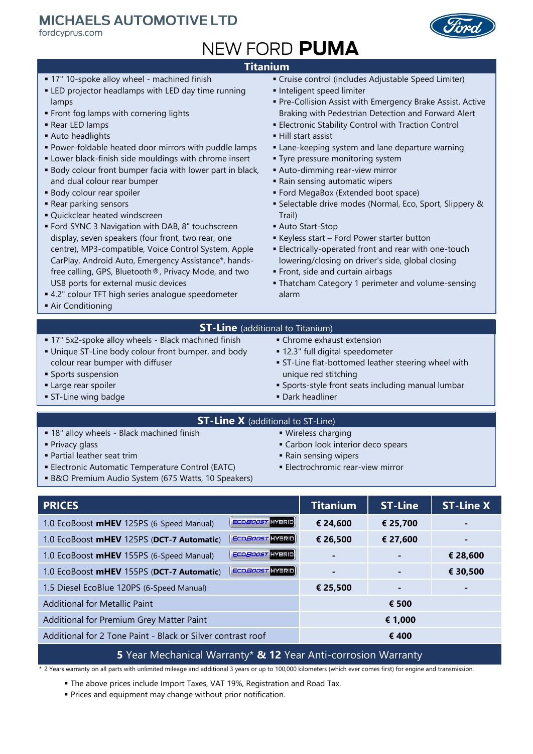# MICHAELS AUTOMOTIVE LTD

fordcyprus.com

# NEW FORD **PUMA**

## Titanium

- 17" 10-spoke alloy wheel - machined finish
- LED projector headlamps with LED day time running lamps
- Front fog lamps with cornering lights
- Rear LED lamps
- Auto headlights
- Power-foldable heated door mirrors with puddle lamps
- Lower black-finish side mouldings with chrome insert
- Body colour front bumper facia with lower part in black, and dual colour rear bumper
- Body colour rear spoiler
- Rear parking sensors
- Quickclear heated windscreen
- Ford SYNC 3 Navigation with DAB, 8" touchscreen display, seven speakers (four front, two rear, one centre), MP3-compatible, Voice Control System, Apple CarPlay, Android Auto, Emergency Assistance*, hands-free calling, GPS, Bluetooth®, Privacy Mode, and two USB ports for external music devices
- 4.2" colour TFT high series analogue speedometer
- Air Conditioning
- Cruise control (includes Adjustable Speed Limiter)
- Inteligent speed limiter
- Pre-Collision Assist with Emergency Brake Assist, Active Braking with Pedestrian Detection and Forward Alert
- Electronic Stability Control with Traction Control
- Hill start assist
- Lane-keeping system and lane departure warning
- Tyre pressure monitoring system
- Auto-dimming rear-view mirror
- Rain sensing automatic wipers
- Ford MegaBox (Extended boot space)
- Selectable drive modes (Normal, Eco, Sport, Slippery & Trail)
- Auto Start-Stop
- Keyless start – Ford Power starter button
- Electrically-operated front and rear with one-touch lowering/closing on driver's side, global closing
- Front, side and curtain airbags
- Thatcham Category 1 perimeter and volume-sensing alarm

## ST-Line (additional to Titanium)

- 17" 5x2-spoke alloy wheels - Black machined finish
- Unique ST-Line body colour front bumper, and body colour rear bumper with diffuser
- Sports suspension
- Large rear spoiler
- ST-Line wing badge
- Chrome exhaust extension
- 12.3" full digital speedometer
- ST-Line flat-bottomed leather steering wheel with unique red stitching
- Sports-style front seats including manual lumbar
- Dark headliner

## ST-Line X (additional to ST-Line)

- 18" alloy wheels - Black machined finish
- Privacy glass
- Partial leather seat trim
- Electronic Automatic Temperature Control (EATC)
- B&O Premium Audio System (675 Watts, 10 Speakers)
- Wireless charging
- Carbon look interior deco spears
- Rain sensing wipers
- Electrochromic rear-view mirror

| PRICES | | Titanium | ST-Line | ST-Line X |
|---|---|---|---|---|
| 1.0 EcoBoost **mHEV** 125PS (6-Speed Manual) | ECOBOOST HYBRID | € 24,600 | € 25,700 | - |
| 1.0 EcoBoost **mHEV** 125PS (**DCT-7 Automatic**) | ECOBOOST HYBRID | € 26,500 | € 27,600 | - |
| 1.0 EcoBoost **mHEV** 155PS (6-Speed Manual) | ECOBOOST HYBRID | - | - | € 28,600 |
| 1.0 EcoBoost **mHEV** 155PS (**DCT-7 Automatic**) | ECOBOOST HYBRID | - | - | € 30,500 |
| 1.5 Diesel EcoBlue 120PS (6-Speed Manual) | | € 25,500 | - | - |
| Additional for Metallic Paint | | € 500 | | |
| Additional for Premium Grey Matter Paint | | € 1,000 | | |
| Additional for 2 Tone Paint - Black or Silver contrast roof | | € 400 | | |

**5** Year Mechanical Warranty* **& 12** Year Anti-corrosion Warranty

\* 2 Years warranty on all parts with unlimited mileage and additional 3 years or up to 100,000 kilometers (which ever comes first) for engine and transmission.

- The above prices include Import Taxes, VAT 19%, Registration and Road Tax.
- Prices and equipment may change without prior notification.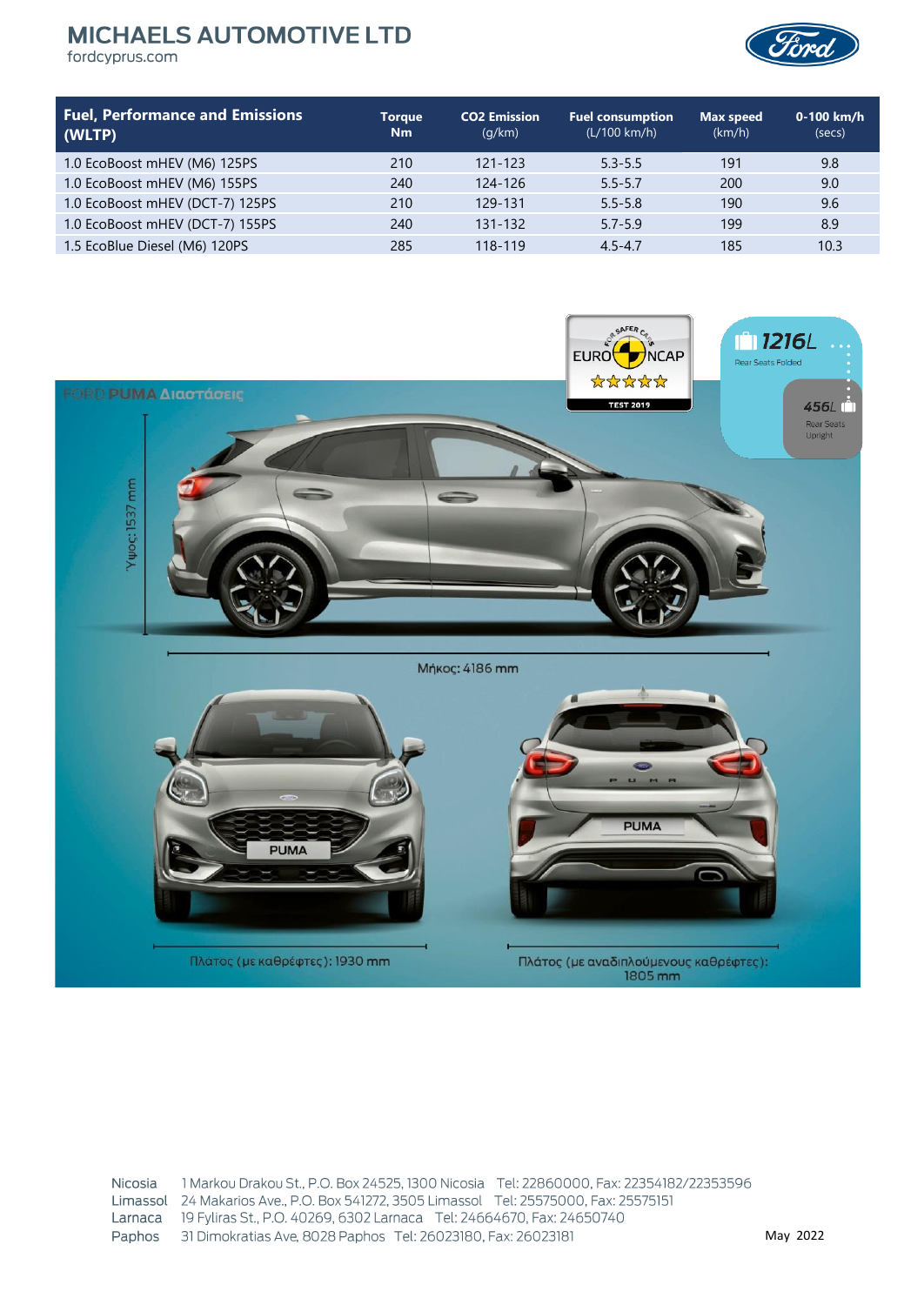# MICHAELS AUTOMOTIVE LTD

fordcyprus.com

| Fuel, Performance and Emissions (WLTP) | Torque Nm | CO2 Emission (g/km) | Fuel consumption (L/100 km/h) | Max speed (km/h) | 0-100 km/h (secs) |
|---|---|---|---|---|---|
| 1.0 EcoBoost mHEV (M6) 125PS | 210 | 121-123 | 5.3-5.5 | 191 | 9.8 |
| 1.0 EcoBoost mHEV (M6) 155PS | 240 | 124-126 | 5.5-5.7 | 200 | 9.0 |
| 1.0 EcoBoost mHEV (DCT-7) 125PS | 210 | 129-131 | 5.5-5.8 | 190 | 9.6 |
| 1.0 EcoBoost mHEV (DCT-7) 155PS | 240 | 131-132 | 5.7-5.9 | 199 | 8.9 |
| 1.5 EcoBlue Diesel (M6) 120PS | 285 | 118-119 | 4.5-4.7 | 185 | 10.3 |

FORD PUMA Διαστάσεις

EURO NCAP TEST 2019

1216L Rear Seats Folded

456L Rear Seats Upright

Ύψος: 1537 mm

Μήκος: 4186 mm

Πλάτος (με καθρέφτες): 1930 mm

Πλάτος (με αναδιπλούμενους καθρέφτες): 1805 mm

Nicosia 1 Markou Drakou St., P.O. Box 24525, 1300 Nicosia Tel: 22860000, Fax: 22354182/22353596
Limassol 24 Makarios Ave., P.O. Box 541272, 3505 Limassol Tel: 25575000, Fax: 25575151
Larnaca 19 Fyliras St., P.O. 40269, 6302 Larnaca Tel: 24664670, Fax: 24650740
Paphos 31 Dimokratias Ave, 8028 Paphos Tel: 26023180, Fax: 26023181

May 2022